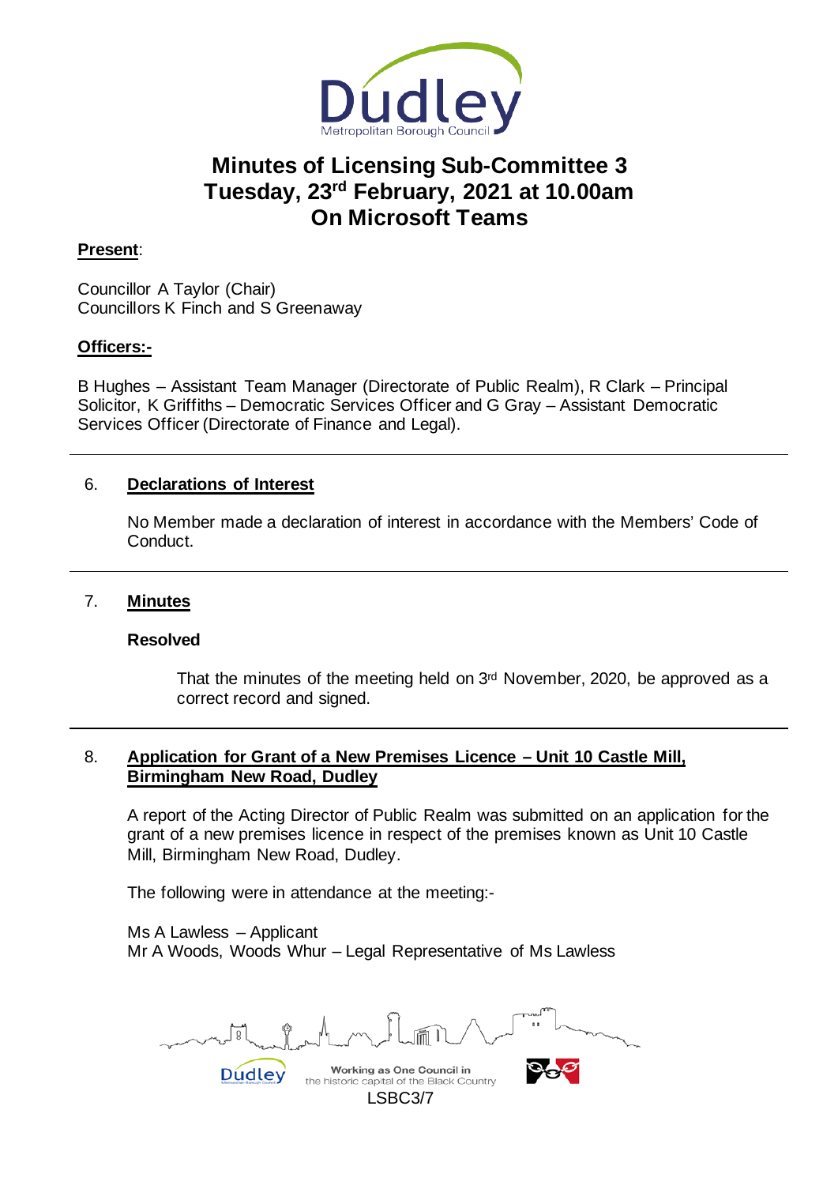# Minutes of Licensing Sub-Committee 3
# Tuesday, 23rd February, 2021 at 10.00am
# On Microsoft Teams

**Present**:

Councillor A Taylor (Chair)
Councillors K Finch and S Greenaway

**Officers:-**

B Hughes – Assistant Team Manager (Directorate of Public Realm), R Clark – Principal Solicitor, K Griffiths – Democratic Services Officer and G Gray – Assistant Democratic Services Officer (Directorate of Finance and Legal).

## 6. Declarations of Interest

No Member made a declaration of interest in accordance with the Members' Code of Conduct.

## 7. Minutes

**Resolved**

That the minutes of the meeting held on 3rd November, 2020, be approved as a correct record and signed.

## 8. Application for Grant of a New Premises Licence – Unit 10 Castle Mill, Birmingham New Road, Dudley

A report of the Acting Director of Public Realm was submitted on an application for the grant of a new premises licence in respect of the premises known as Unit 10 Castle Mill, Birmingham New Road, Dudley.

The following were in attendance at the meeting:-

Ms A Lawless – Applicant
Mr A Woods, Woods Whur – Legal Representative of Ms Lawless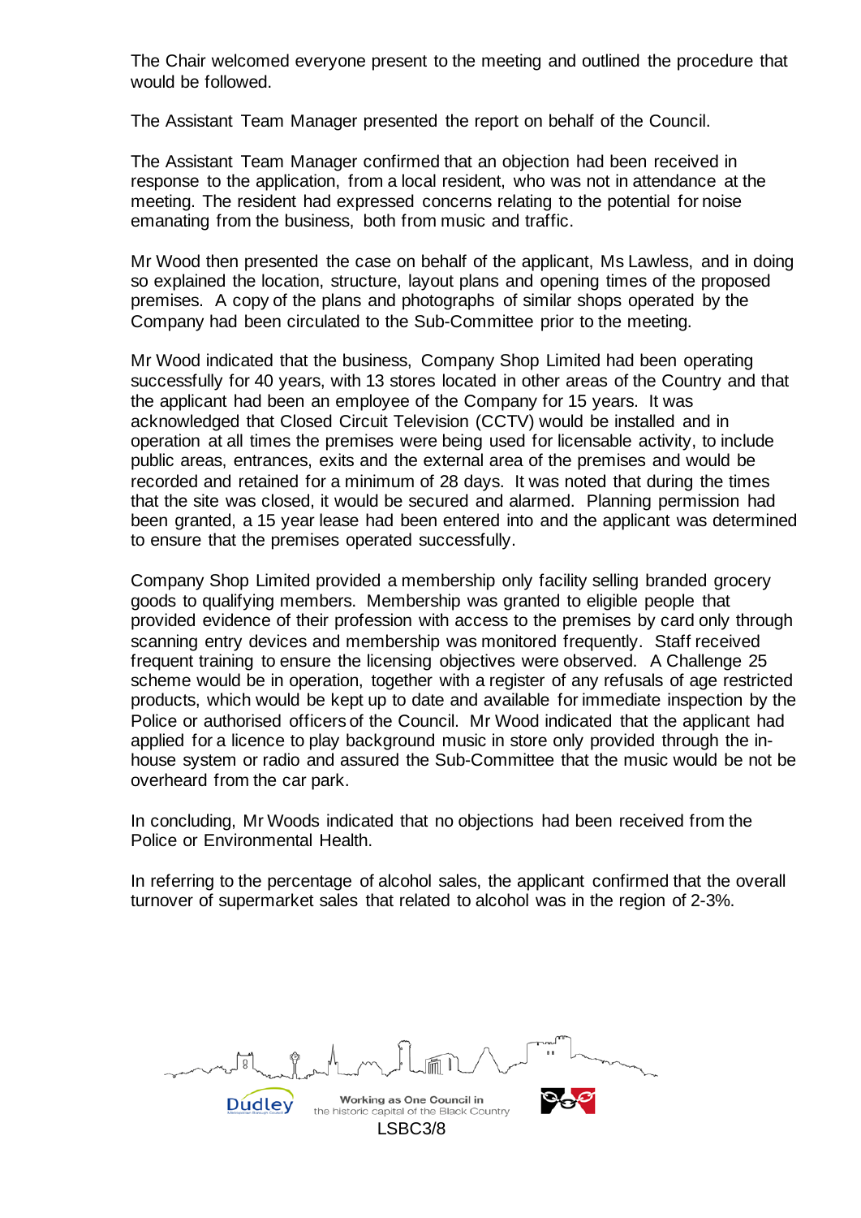The Chair welcomed everyone present to the meeting and outlined the procedure that would be followed.

The Assistant Team Manager presented the report on behalf of the Council.

The Assistant Team Manager confirmed that an objection had been received in response to the application, from a local resident, who was not in attendance at the meeting. The resident had expressed concerns relating to the potential for noise emanating from the business, both from music and traffic.

Mr Wood then presented the case on behalf of the applicant, Ms Lawless, and in doing so explained the location, structure, layout plans and opening times of the proposed premises. A copy of the plans and photographs of similar shops operated by the Company had been circulated to the Sub-Committee prior to the meeting.

Mr Wood indicated that the business, Company Shop Limited had been operating successfully for 40 years, with 13 stores located in other areas of the Country and that the applicant had been an employee of the Company for 15 years. It was acknowledged that Closed Circuit Television (CCTV) would be installed and in operation at all times the premises were being used for licensable activity, to include public areas, entrances, exits and the external area of the premises and would be recorded and retained for a minimum of 28 days. It was noted that during the times that the site was closed, it would be secured and alarmed. Planning permission had been granted, a 15 year lease had been entered into and the applicant was determined to ensure that the premises operated successfully.

Company Shop Limited provided a membership only facility selling branded grocery goods to qualifying members. Membership was granted to eligible people that provided evidence of their profession with access to the premises by card only through scanning entry devices and membership was monitored frequently. Staff received frequent training to ensure the licensing objectives were observed. A Challenge 25 scheme would be in operation, together with a register of any refusals of age restricted products, which would be kept up to date and available for immediate inspection by the Police or authorised officers of the Council. Mr Wood indicated that the applicant had applied for a licence to play background music in store only provided through the in-house system or radio and assured the Sub-Committee that the music would be not be overheard from the car park.

In concluding, Mr Woods indicated that no objections had been received from the Police or Environmental Health.

In referring to the percentage of alcohol sales, the applicant confirmed that the overall turnover of supermarket sales that related to alcohol was in the region of 2-3%.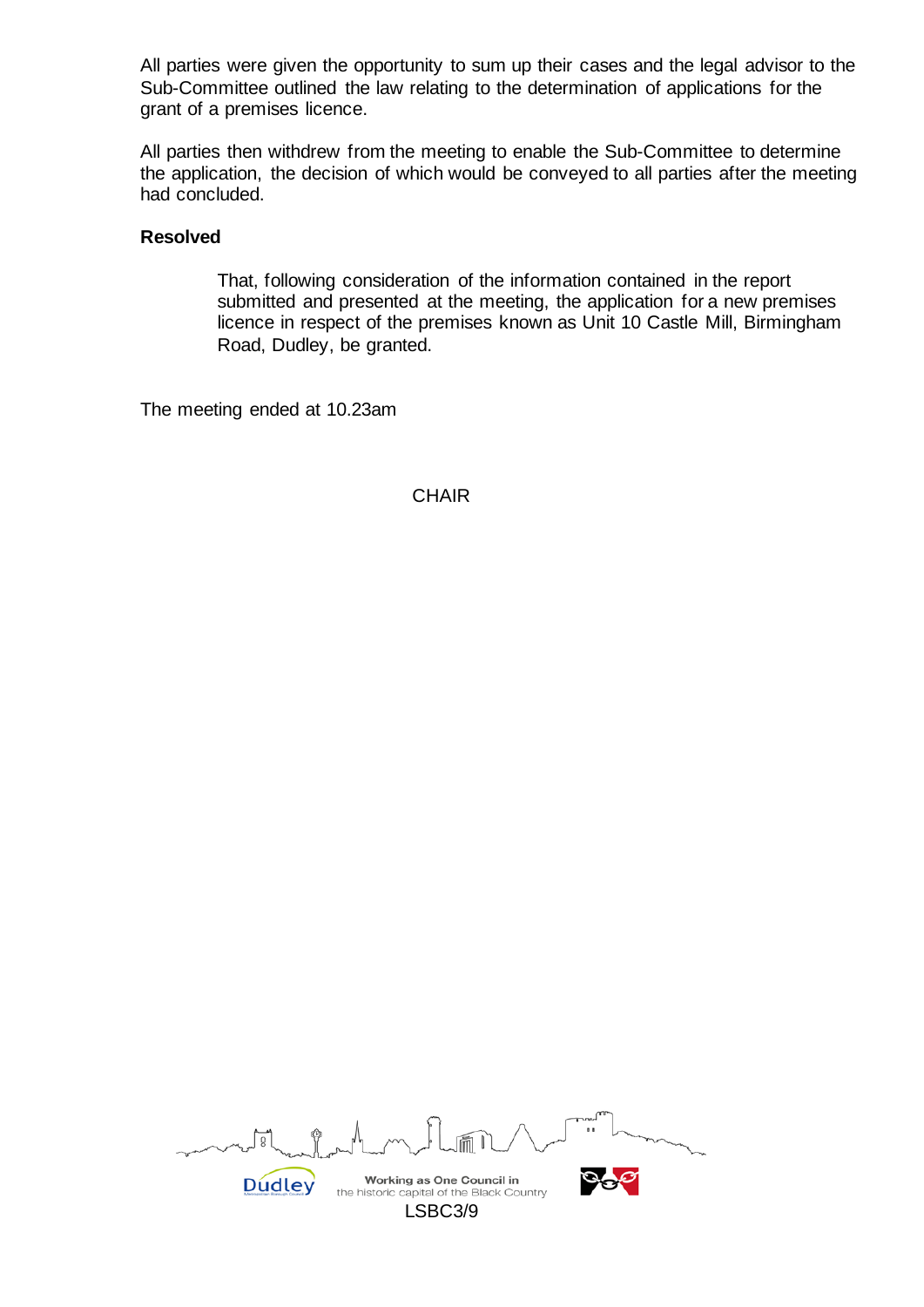All parties were given the opportunity to sum up their cases and the legal advisor to the Sub-Committee outlined the law relating to the determination of applications for the grant of a premises licence.

All parties then withdrew from the meeting to enable the Sub-Committee to determine the application, the decision of which would be conveyed to all parties after the meeting had concluded.

**Resolved**

> That, following consideration of the information contained in the report submitted and presented at the meeting, the application for a new premises licence in respect of the premises known as Unit 10 Castle Mill, Birmingham Road, Dudley, be granted.

The meeting ended at 10.23am

CHAIR